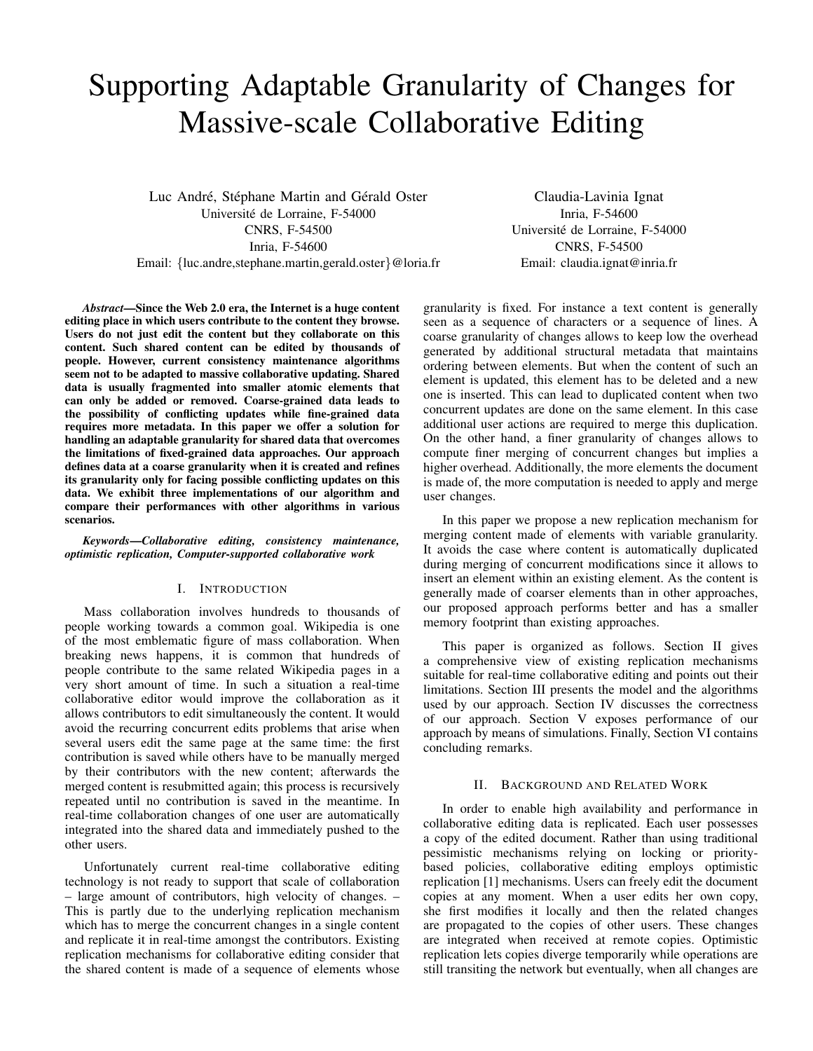// Page 1 transcription
# Supporting Adaptable Granularity of Changes for Massive-scale Collaborative Editing

Luc André, Stéphane Martin and Gérald Oster
Université de Lorraine, F-54000
CNRS, F-54500
Inria, F-54600
Email: {luc.andre,stephane.martin,gerald.oster}@loria.fr

Claudia-Lavinia Ignat
Inria, F-54600
Université de Lorraine, F-54000
CNRS, F-54500
Email: claudia.ignat@inria.fr

***Abstract*—Since the Web 2.0 era, the Internet is a huge content editing place in which users contribute to the content they browse. Users do not just edit the content but they collaborate on this content. Such shared content can be edited by thousands of people. However, current consistency maintenance algorithms seem not to be adapted to massive collaborative updating. Shared data is usually fragmented into smaller atomic elements that can only be added or removed. Coarse-grained data leads to the possibility of conflicting updates while fine-grained data requires more metadata. In this paper we offer a solution for handling an adaptable granularity for shared data that overcomes the limitations of fixed-grained data approaches. Our approach defines data at a coarse granularity when it is created and refines its granularity only for facing possible conflicting updates on this data. We exhibit three implementations of our algorithm and compare their performances with other algorithms in various scenarios.**

***Keywords*—Collaborative editing, consistency maintenance, optimistic replication, Computer-supported collaborative work**

## I. Introduction

Mass collaboration involves hundreds to thousands of people working towards a common goal. Wikipedia is one of the most emblematic figure of mass collaboration. When breaking news happens, it is common that hundreds of people contribute to the same related Wikipedia pages in a very short amount of time. In such a situation a real-time collaborative editor would improve the collaboration as it allows contributors to edit simultaneously the content. It would avoid the recurring concurrent edits problems that arise when several users edit the same page at the same time: the first contribution is saved while others have to be manually merged by their contributors with the new content; afterwards the merged content is resubmitted again; this process is recursively repeated until no contribution is saved in the meantime. In real-time collaboration changes of one user are automatically integrated into the shared data and immediately pushed to the other users.

Unfortunately current real-time collaborative editing technology is not ready to support that scale of collaboration – large amount of contributors, high velocity of changes. – This is partly due to the underlying replication mechanism which has to merge the concurrent changes in a single content and replicate it in real-time amongst the contributors. Existing replication mechanisms for collaborative editing consider that the shared content is made of a sequence of elements whose granularity is fixed. For instance a text content is generally seen as a sequence of characters or a sequence of lines. A coarse granularity of changes allows to keep low the overhead generated by additional structural metadata that maintains ordering between elements. But when the content of such an element is updated, this element has to be deleted and a new one is inserted. This can lead to duplicated content when two concurrent updates are done on the same element. In this case additional user actions are required to merge this duplication. On the other hand, a finer granularity of changes allows to compute finer merging of concurrent changes but implies a higher overhead. Additionally, the more elements the document is made of, the more computation is needed to apply and merge user changes.

In this paper we propose a new replication mechanism for merging content made of elements with variable granularity. It avoids the case where content is automatically duplicated during merging of concurrent modifications since it allows to insert an element within an existing element. As the content is generally made of coarser elements than in other approaches, our proposed approach performs better and has a smaller memory footprint than existing approaches.

This paper is organized as follows. Section II gives a comprehensive view of existing replication mechanisms suitable for real-time collaborative editing and points out their limitations. Section III presents the model and the algorithms used by our approach. Section IV discusses the correctness of our approach. Section V exposes performance of our approach by means of simulations. Finally, Section VI contains concluding remarks.

## II. Background and Related Work

In order to enable high availability and performance in collaborative editing data is replicated. Each user possesses a copy of the edited document. Rather than using traditional pessimistic mechanisms relying on locking or priority-based policies, collaborative editing employs optimistic replication [1] mechanisms. Users can freely edit the document copies at any moment. When a user edits her own copy, she first modifies it locally and then the related changes are propagated to the copies of other users. These changes are integrated when received at remote copies. Optimistic replication lets copies diverge temporarily while operations are still transiting the network but eventually, when all changes are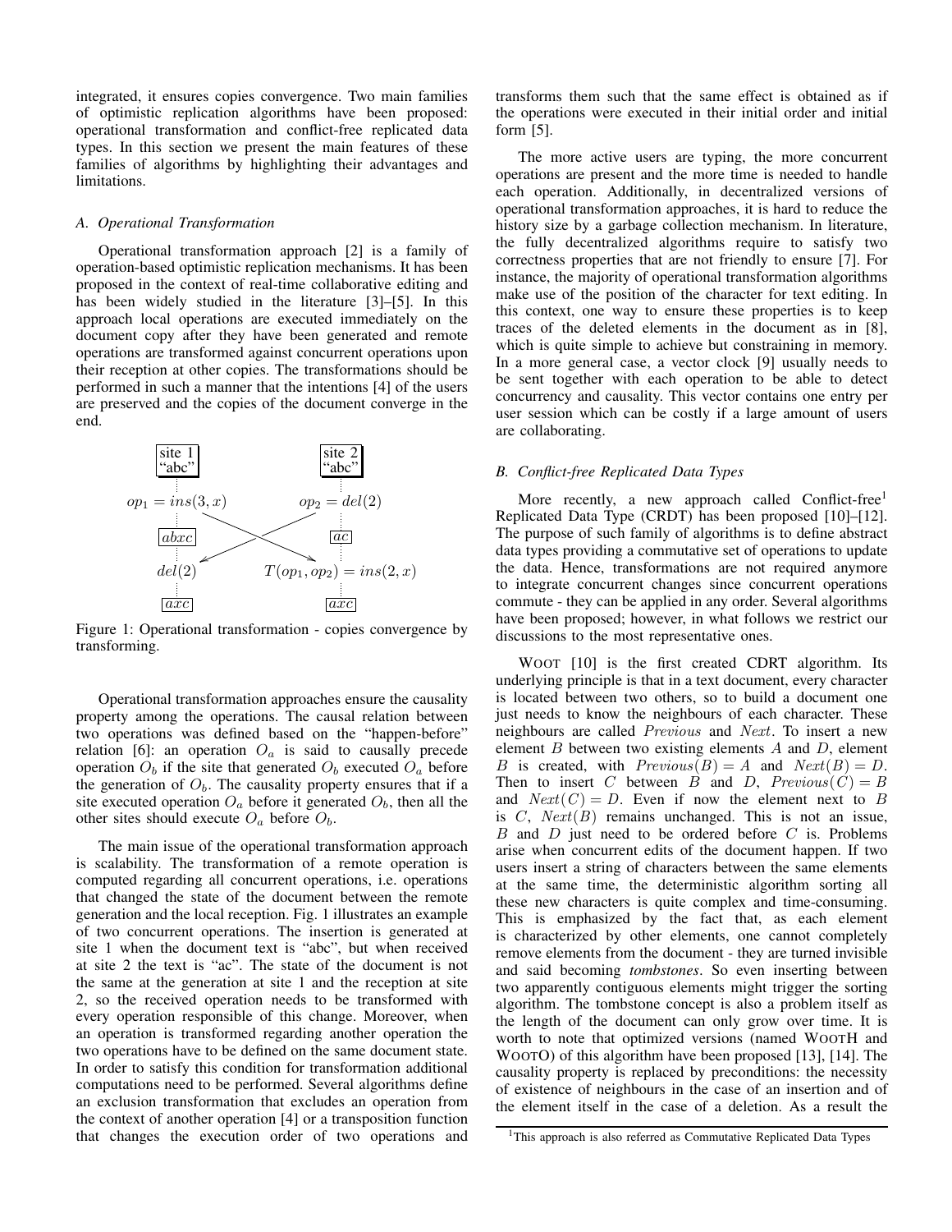integrated, it ensures copies convergence. Two main families of optimistic replication algorithms have been proposed: operational transformation and conflict-free replicated data types. In this section we present the main features of these families of algorithms by highlighting their advantages and limitations.

### A. Operational Transformation

Operational transformation approach [2] is a family of operation-based optimistic replication mechanisms. It has been proposed in the context of real-time collaborative editing and has been widely studied in the literature [3]–[5]. In this approach local operations are executed immediately on the document copy after they have been generated and remote operations are transformed against concurrent operations upon their reception at other copies. The transformations should be performed in such a manner that the intentions [4] of the users are preserved and the copies of the document converge in the end.

| site 1 "abc" | site 2 "abc" |
|---|---|
| $op_1 = ins(3, x)$ | $op_2 = del(2)$ |
| $abxc$ | $ac$ |
| $del(2)$ | $T(op_1, op_2) = ins(2, x)$ |
| $axc$ | $axc$ |

Figure 1: Operational transformation - copies convergence by transforming.

Operational transformation approaches ensure the causality property among the operations. The causal relation between two operations was defined based on the "happen-before" relation [6]: an operation $O_a$ is said to causally precede operation $O_b$ if the site that generated $O_b$ executed $O_a$ before the generation of $O_b$. The causality property ensures that if a site executed operation $O_a$ before it generated $O_b$, then all the other sites should execute $O_a$ before $O_b$.

The main issue of the operational transformation approach is scalability. The transformation of a remote operation is computed regarding all concurrent operations, i.e. operations that changed the state of the document between the remote generation and the local reception. Fig. 1 illustrates an example of two concurrent operations. The insertion is generated at site 1 when the document text is "abc", but when received at site 2 the text is "ac". The state of the document is not the same at the generation at site 1 and the reception at site 2, so the received operation needs to be transformed with every operation responsible of this change. Moreover, when an operation is transformed regarding another operation the two operations have to be defined on the same document state. In order to satisfy this condition for transformation additional computations need to be performed. Several algorithms define an exclusion transformation that excludes an operation from the context of another operation [4] or a transposition function that changes the execution order of two operations and transforms them such that the same effect is obtained as if the operations were executed in their initial order and initial form [5].

The more active users are typing, the more concurrent operations are present and the more time is needed to handle each operation. Additionally, in decentralized versions of operational transformation approaches, it is hard to reduce the history size by a garbage collection mechanism. In literature, the fully decentralized algorithms require to satisfy two correctness properties that are not friendly to ensure [7]. For instance, the majority of operational transformation algorithms make use of the position of the character for text editing. In this context, one way to ensure these properties is to keep traces of the deleted elements in the document as in [8], which is quite simple to achieve but constraining in memory. In a more general case, a vector clock [9] usually needs to be sent together with each operation to be able to detect concurrency and causality. This vector contains one entry per user session which can be costly if a large amount of users are collaborating.

### B. Conflict-free Replicated Data Types

More recently, a new approach called Conflict-free[1] Replicated Data Type (CRDT) has been proposed [10]–[12]. The purpose of such family of algorithms is to define abstract data types providing a commutative set of operations to update the data. Hence, transformations are not required anymore to integrate concurrent changes since concurrent operations commute - they can be applied in any order. Several algorithms have been proposed; however, in what follows we restrict our discussions to the most representative ones.

WOOT [10] is the first created CDRT algorithm. Its underlying principle is that in a text document, every character is located between two others, so to build a document one just needs to know the neighbours of each character. These neighbours are called $Previous$ and $Next$. To insert a new element $B$ between two existing elements $A$ and $D$, element $B$ is created, with $Previous(B) = A$ and $Next(B) = D$. Then to insert $C$ between $B$ and $D$, $Previous(C) = B$ and $Next(C) = D$. Even if now the element next to $B$ is $C$, $Next(B)$ remains unchanged. This is not an issue, $B$ and $D$ just need to be ordered before $C$ is. Problems arise when concurrent edits of the document happen. If two users insert a string of characters between the same elements at the same time, the deterministic algorithm sorting all these new characters is quite complex and time-consuming. This is emphasized by the fact that, as each element is characterized by other elements, one cannot completely remove elements from the document - they are turned invisible and said becoming *tombstones*. So even inserting between two apparently contiguous elements might trigger the sorting algorithm. The tombstone concept is also a problem itself as the length of the document can only grow over time. It is worth to note that optimized versions (named WOOTH and WOOTO) of this algorithm have been proposed [13], [14]. The causality property is replaced by preconditions: the necessity of existence of neighbours in the case of an insertion and of the element itself in the case of a deletion. As a result the

[1] This approach is also referred as Commutative Replicated Data Types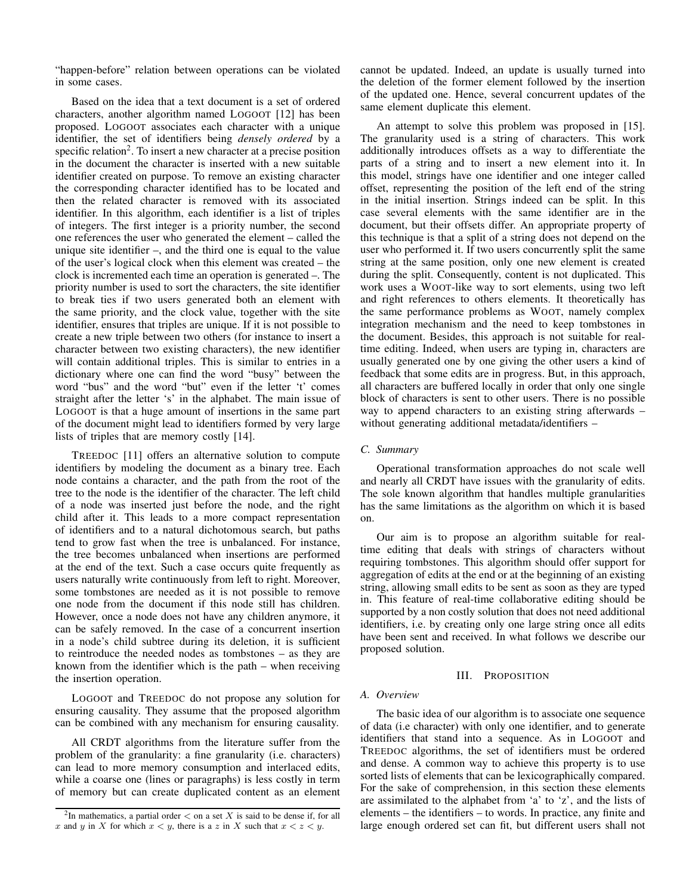"happen-before" relation between operations can be violated in some cases.

Based on the idea that a text document is a set of ordered characters, another algorithm named LOGOOT [12] has been proposed. LOGOOT associates each character with a unique identifier, the set of identifiers being *densely ordered* by a specific relation[2]. To insert a new character at a precise position in the document the character is inserted with a new suitable identifier created on purpose. To remove an existing character the corresponding character identified has to be located and then the related character is removed with its associated identifier. In this algorithm, each identifier is a list of triples of integers. The first integer is a priority number, the second one references the user who generated the element – called the unique site identifier –, and the third one is equal to the value of the user's logical clock when this element was created – the clock is incremented each time an operation is generated –. The priority number is used to sort the characters, the site identifier to break ties if two users generated both an element with the same priority, and the clock value, together with the site identifier, ensures that triples are unique. If it is not possible to create a new triple between two others (for instance to insert a character between two existing characters), the new identifier will contain additional triples. This is similar to entries in a dictionary where one can find the word "busy" between the word "bus" and the word "but" even if the letter 't' comes straight after the letter 's' in the alphabet. The main issue of LOGOOT is that a huge amount of insertions in the same part of the document might lead to identifiers formed by very large lists of triples that are memory costly [14].

TREEDOC [11] offers an alternative solution to compute identifiers by modeling the document as a binary tree. Each node contains a character, and the path from the root of the tree to the node is the identifier of the character. The left child of a node was inserted just before the node, and the right child after it. This leads to a more compact representation of identifiers and to a natural dichotomous search, but paths tend to grow fast when the tree is unbalanced. For instance, the tree becomes unbalanced when insertions are performed at the end of the text. Such a case occurs quite frequently as users naturally write continuously from left to right. Moreover, some tombstones are needed as it is not possible to remove one node from the document if this node still has children. However, once a node does not have any children anymore, it can be safely removed. In the case of a concurrent insertion in a node's child subtree during its deletion, it is sufficient to reintroduce the needed nodes as tombstones – as they are known from the identifier which is the path – when receiving the insertion operation.

LOGOOT and TREEDOC do not propose any solution for ensuring causality. They assume that the proposed algorithm can be combined with any mechanism for ensuring causality.

All CRDT algorithms from the literature suffer from the problem of the granularity: a fine granularity (i.e. characters) can lead to more memory consumption and interlaced edits, while a coarse one (lines or paragraphs) is less costly in term of memory but can create duplicated content as an element cannot be updated. Indeed, an update is usually turned into the deletion of the former element followed by the insertion of the updated one. Hence, several concurrent updates of the same element duplicate this element.

An attempt to solve this problem was proposed in [15]. The granularity used is a string of characters. This work additionally introduces offsets as a way to differentiate the parts of a string and to insert a new element into it. In this model, strings have one identifier and one integer called offset, representing the position of the left end of the string in the initial insertion. Strings indeed can be split. In this case several elements with the same identifier are in the document, but their offsets differ. An appropriate property of this technique is that a split of a string does not depend on the user who performed it. If two users concurrently split the same string at the same position, only one new element is created during the split. Consequently, content is not duplicated. This work uses a WOOT-like way to sort elements, using two left and right references to others elements. It theoretically has the same performance problems as WOOT, namely complex integration mechanism and the need to keep tombstones in the document. Besides, this approach is not suitable for real-time editing. Indeed, when users are typing in, characters are usually generated one by one giving the other users a kind of feedback that some edits are in progress. But, in this approach, all characters are buffered locally in order that only one single block of characters is sent to other users. There is no possible way to append characters to an existing string afterwards – without generating additional metadata/identifiers –

### C. Summary

Operational transformation approaches do not scale well and nearly all CRDT have issues with the granularity of edits. The sole known algorithm that handles multiple granularities has the same limitations as the algorithm on which it is based on.

Our aim is to propose an algorithm suitable for real-time editing that deals with strings of characters without requiring tombstones. This algorithm should offer support for aggregation of edits at the end or at the beginning of an existing string, allowing small edits to be sent as soon as they are typed in. This feature of real-time collaborative editing should be supported by a non costly solution that does not need additional identifiers, i.e. by creating only one large string once all edits have been sent and received. In what follows we describe our proposed solution.

## III. PROPOSITION

### A. Overview

The basic idea of our algorithm is to associate one sequence of data (i.e character) with only one identifier, and to generate identifiers that stand into a sequence. As in LOGOOT and TREEDOC algorithms, the set of identifiers must be ordered and dense. A common way to achieve this property is to use sorted lists of elements that can be lexicographically compared. For the sake of comprehension, in this section these elements are assimilated to the alphabet from 'a' to 'z', and the lists of elements – the identifiers – to words. In practice, any finite and large enough ordered set can fit, but different users shall not

[2] In mathematics, a partial order $<$ on a set $X$ is said to be dense if, for all $x$ and $y$ in $X$ for which $x < y$, there is a $z$ in $X$ such that $x < z < y$.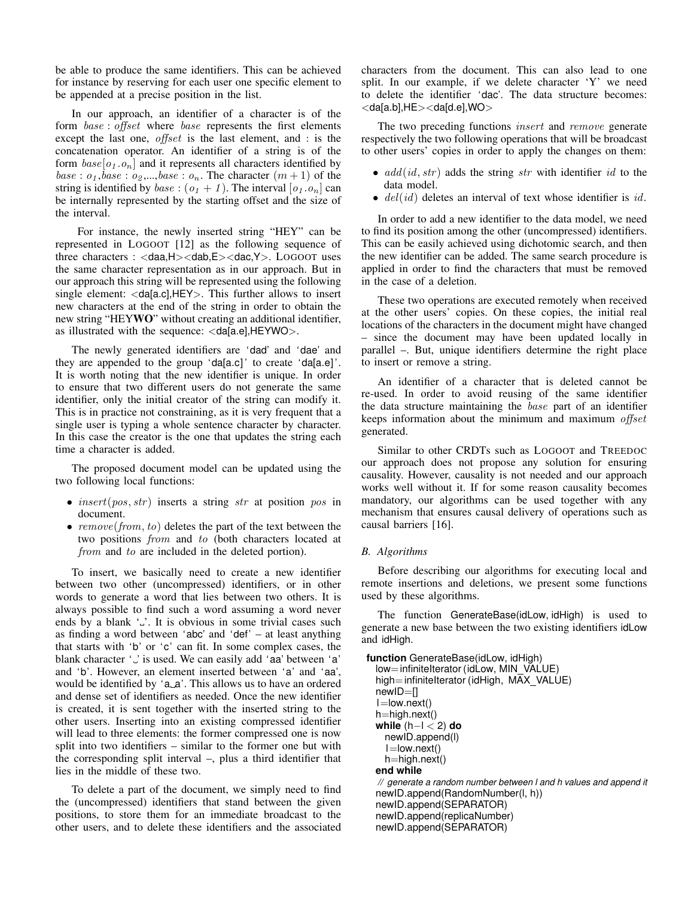be able to produce the same identifiers. This can be achieved for instance by reserving for each user one specific element to be appended at a precise position in the list.

In our approach, an identifier of a character is of the form $base : offset$ where $base$ represents the first elements except the last one, $offset$ is the last element, and : is the concatenation operator. An identifier of a string is of the form $base[o_1 . o_n]$ and it represents all characters identified by $base : o_1$,$base : o_2$,...,$base : o_n$. The character $(m+1)$ of the string is identified by $base : (o_1 + 1)$. The interval $[o_1 . o_n]$ can be internally represented by the starting offset and the size of the interval.

For instance, the newly inserted string "HEY" can be represented in LOGOOT [12] as the following sequence of three characters : <daa,H><dab,E><dac,Y>. LOGOOT uses the same character representation as in our approach. But in our approach this string will be represented using the following single element: <da[a.c],HEY>. This further allows to insert new characters at the end of the string in order to obtain the new string "HEY**WO**" without creating an additional identifier, as illustrated with the sequence: <da[a.e],HEYWO>.

The newly generated identifiers are 'dad' and 'dae' and they are appended to the group 'da[a.c]' to create 'da[a.e]'. It is worth noting that the new identifier is unique. In order to ensure that two different users do not generate the same identifier, only the initial creator of the string can modify it. This is in practice not constraining, as it is very frequent that a single user is typing a whole sentence character by character. In this case the creator is the one that updates the string each time a character is added.

The proposed document model can be updated using the two following local functions:

- $insert(pos, str)$ inserts a string $str$ at position $pos$ in document.
- $remove(from, to)$ deletes the part of the text between the two positions $from$ and $to$ (both characters located at $from$ and $to$ are included in the deleted portion).

To insert, we basically need to create a new identifier between two other (uncompressed) identifiers, or in other words to generate a word that lies between two others. It is always possible to find such a word assuming a word never ends by a blank '␣'. It is obvious in some trivial cases such as finding a word between 'abc' and 'def' – at least anything that starts with 'b' or 'c' can fit. In some complex cases, the blank character '␣' is used. We can easily add 'aa' between 'a' and 'b'. However, an element inserted between 'a' and 'aa', would be identified by 'a␣a'. This allows us to have an ordered and dense set of identifiers as needed. Once the new identifier is created, it is sent together with the inserted string to the other users. Inserting into an existing compressed identifier will lead to three elements: the former compressed one is now split into two identifiers – similar to the former one but with the corresponding split interval –, plus a third identifier that lies in the middle of these two.

To delete a part of the document, we simply need to find the (uncompressed) identifiers that stand between the given positions, to store them for an immediate broadcast to the other users, and to delete these identifiers and the associated characters from the document. This can also lead to one split. In our example, if we delete character 'Y' we need to delete the identifier 'dac'. The data structure becomes: <da[a.b],HE><da[d.e],WO>

The two preceding functions $insert$ and $remove$ generate respectively the two following operations that will be broadcast to other users' copies in order to apply the changes on them:

- $add(id, str)$ adds the string $str$ with identifier $id$ to the data model.
- $del(id)$ deletes an interval of text whose identifier is $id$.

In order to add a new identifier to the data model, we need to find its position among the other (uncompressed) identifiers. This can be easily achieved using dichotomic search, and then the new identifier can be added. The same search procedure is applied in order to find the characters that must be removed in the case of a deletion.

These two operations are executed remotely when received at the other users' copies. On these copies, the initial real locations of the characters in the document might have changed – since the document may have been updated locally in parallel –. But, unique identifiers determine the right place to insert or remove a string.

An identifier of a character that is deleted cannot be re-used. In order to avoid reusing of the same identifier the data structure maintaining the $base$ part of an identifier keeps information about the minimum and maximum $offset$ generated.

Similar to other CRDTs such as LOGOOT and TREEDOC our approach does not propose any solution for ensuring causality. However, causality is not needed and our approach works well without it. If for some reason causality becomes mandatory, our algorithms can be used together with any mechanism that ensures causal delivery of operations such as causal barriers [16].

### B. Algorithms

Before describing our algorithms for executing local and remote insertions and deletions, we present some functions used by these algorithms.

The function GenerateBase(idLow, idHigh) is used to generate a new base between the two existing identifiers idLow and idHigh.

```
function GenerateBase(idLow, idHigh)
  low=infiniteIterator(idLow, MIN_VALUE)
  high=infiniteIterator(idHigh, MAX_VALUE)
  newID=[]
  l=low.next()
  h=high.next()
  while (h−l < 2) do
    newID.append(l)
    l=low.next()
    h=high.next()
  end while
  // generate a random number between l and h values and append it
  newID.append(RandomNumber(l, h))
  newID.append(SEPARATOR)
  newID.append(replicaNumber)
  newID.append(SEPARATOR)
```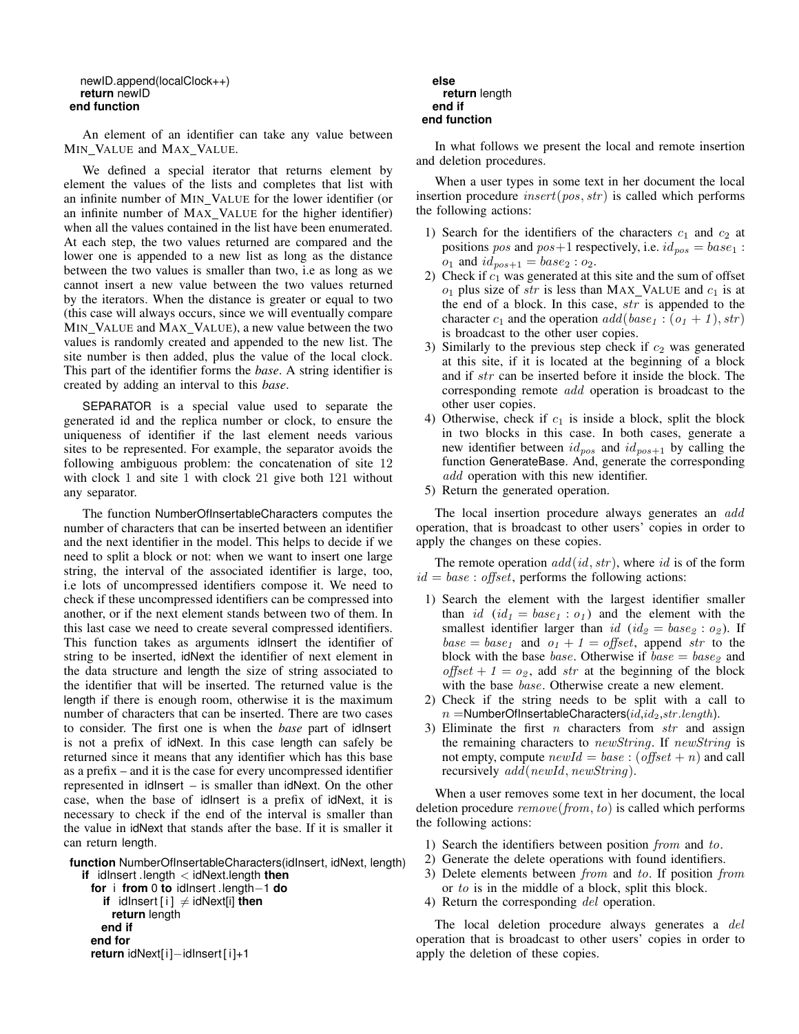```
    newID.append(localClock++)
    return newID
end function
```

An element of an identifier can take any value between MIN_VALUE and MAX_VALUE.

We defined a special iterator that returns element by element the values of the lists and completes that list with an infinite number of MIN_VALUE for the lower identifier (or an infinite number of MAX_VALUE for the higher identifier) when all the values contained in the list have been enumerated. At each step, the two values returned are compared and the lower one is appended to a new list as long as the distance between the two values is smaller than two, i.e as long as we cannot insert a new value between the two values returned by the iterators. When the distance is greater or equal to two (this case will always occurs, since we will eventually compare MIN_VALUE and MAX_VALUE), a new value between the two values is randomly created and appended to the new list. The site number is then added, plus the value of the local clock. This part of the identifier forms the *base*. A string identifier is created by adding an interval to this *base*.

SEPARATOR is a special value used to separate the generated id and the replica number or clock, to ensure the uniqueness of identifier if the last element needs various sites to be represented. For example, the separator avoids the following ambiguous problem: the concatenation of site 12 with clock 1 and site 1 with clock 21 give both 121 without any separator.

The function NumberOfInsertableCharacters computes the number of characters that can be inserted between an identifier and the next identifier in the model. This helps to decide if we need to split a block or not: when we want to insert one large string, the interval of the associated identifier is large, too, i.e lots of uncompressed identifiers compose it. We need to check if these uncompressed identifiers can be compressed into another, or if the next element stands between two of them. In this last case we need to create several compressed identifiers. This function takes as arguments idInsert the identifier of string to be inserted, idNext the identifier of next element in the data structure and length the size of string associated to the identifier that will be inserted. The returned value is the length if there is enough room, otherwise it is the maximum number of characters that can be inserted. There are two cases to consider. The first one is when the *base* part of idInsert is not a prefix of idNext. In this case length can safely be returned since it means that any identifier which has this base as a prefix – and it is the case for every uncompressed identifier represented in idInsert – is smaller than idNext. On the other case, when the base of idInsert is a prefix of idNext, it is necessary to check if the end of the interval is smaller than the value in idNext that stands after the base. If it is smaller it can return length.

```
function NumberOfInsertableCharacters(idInsert, idNext, length)
  if idInsert.length < idNext.length then
    for i from 0 to idInsert.length−1 do
      if idInsert[i] ≠ idNext[i] then
        return length
      end if
    end for
    return idNext[i]−idInsert[i]+1
  else
    return length
  end if
end function
```

In what follows we present the local and remote insertion and deletion procedures.

When a user types in some text in her document the local insertion procedure $insert(pos, str)$ is called which performs the following actions:

1) Search for the identifiers of the characters $c_1$ and $c_2$ at positions $pos$ and $pos+1$ respectively, i.e. $id_{pos} = base_1 : o_1$ and $id_{pos+1} = base_2 : o_2$.
2) Check if $c_1$ was generated at this site and the sum of offset $o_1$ plus size of $str$ is less than MAX_VALUE and $c_1$ is at the end of a block. In this case, $str$ is appended to the character $c_1$ and the operation $add(base_1 : (o_1 + 1), str)$ is broadcast to the other user copies.
3) Similarly to the previous step check if $c_2$ was generated at this site, if it is located at the beginning of a block and if $str$ can be inserted before it inside the block. The corresponding remote $add$ operation is broadcast to the other user copies.
4) Otherwise, check if $c_1$ is inside a block, split the block in two blocks in this case. In both cases, generate a new identifier between $id_{pos}$ and $id_{pos+1}$ by calling the function GenerateBase. And, generate the corresponding $add$ operation with this new identifier.
5) Return the generated operation.

The local insertion procedure always generates an $add$ operation, that is broadcast to other users' copies in order to apply the changes on these copies.

The remote operation $add(id, str)$, where $id$ is of the form $id = base : offset$, performs the following actions:

1) Search the element with the largest identifier smaller than $id$ ($id_1 = base_1 : o_1$) and the element with the smallest identifier larger than $id$ ($id_2 = base_2 : o_2$). If $base = base_1$ and $o_1 + 1 = offset$, append $str$ to the block with the base $base$. Otherwise if $base = base_2$ and $offset + 1 = o_2$, add $str$ at the beginning of the block with the base $base$. Otherwise create a new element.
2) Check if the string needs to be split with a call to $n =$NumberOfInsertableCharacters($id$,$id_2$,$str.length$).
3) Eliminate the first $n$ characters from $str$ and assign the remaining characters to $newString$. If $newString$ is not empty, compute $newId = base : (offset + n)$ and call recursively $add(newId, newString)$.

When a user removes some text in her document, the local deletion procedure $remove(from, to)$ is called which performs the following actions:

1) Search the identifiers between position $from$ and $to$.
2) Generate the delete operations with found identifiers.
3) Delete elements between $from$ and $to$. If position $from$ or $to$ is in the middle of a block, split this block.
4) Return the corresponding $del$ operation.

The local deletion procedure always generates a $del$ operation that is broadcast to other users' copies in order to apply the deletion of these copies.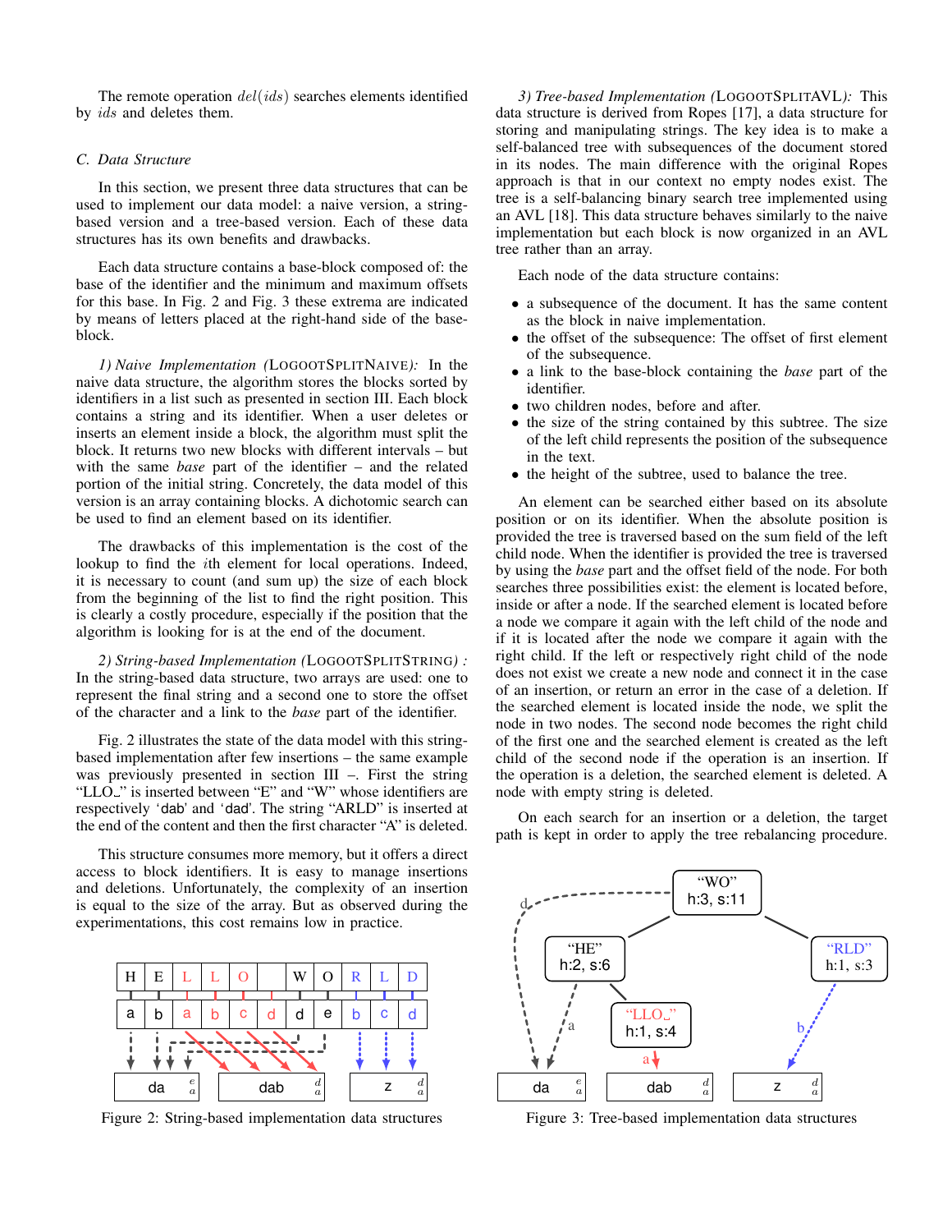The remote operation $del(ids)$ searches elements identified by $ids$ and deletes them.

### C. Data Structure

In this section, we present three data structures that can be used to implement our data model: a naive version, a string-based version and a tree-based version. Each of these data structures has its own benefits and drawbacks.

Each data structure contains a base-block composed of: the base of the identifier and the minimum and maximum offsets for this base. In Fig. 2 and Fig. 3 these extrema are indicated by means of letters placed at the right-hand side of the base-block.

*1) Naive Implementation (*LOGOOTSPLITNAIVE*):* In the naive data structure, the algorithm stores the blocks sorted by identifiers in a list such as presented in section III. Each block contains a string and its identifier. When a user deletes or inserts an element inside a block, the algorithm must split the block. It returns two new blocks with different intervals – but with the same *base* part of the identifier – and the related portion of the initial string. Concretely, the data model of this version is an array containing blocks. A dichotomic search can be used to find an element based on its identifier.

The drawbacks of this implementation is the cost of the lookup to find the $i$th element for local operations. Indeed, it is necessary to count (and sum up) the size of each block from the beginning of the list to find the right position. This is clearly a costly procedure, especially if the position that the algorithm is looking for is at the end of the document.

*2) String-based Implementation (*LOGOOTSPLITSTRING*) :* In the string-based data structure, two arrays are used: one to represent the final string and a second one to store the offset of the character and a link to the *base* part of the identifier.

Fig. 2 illustrates the state of the data model with this string-based implementation after few insertions – the same example was previously presented in section III –. First the string "LLO␣" is inserted between "E" and "W" whose identifiers are respectively 'dab' and 'dad'. The string "ARLD" is inserted at the end of the content and then the first character "A" is deleted.

This structure consumes more memory, but it offers a direct access to block identifiers. It is easy to manage insertions and deletions. Unfortunately, the complexity of an insertion is equal to the size of the array. But as observed during the experimentations, this cost remains low in practice.

Figure 2: String-based implementation data structures

*3) Tree-based Implementation (*LOGOOTSPLITAVL*):* This data structure is derived from Ropes [17], a data structure for storing and manipulating strings. The key idea is to make a self-balanced tree with subsequences of the document stored in its nodes. The main difference with the original Ropes approach is that in our context no empty nodes exist. The tree is a self-balancing binary search tree implemented using an AVL [18]. This data structure behaves similarly to the naive implementation but each block is now organized in an AVL tree rather than an array.

Each node of the data structure contains:

- a subsequence of the document. It has the same content as the block in naive implementation.
- the offset of the subsequence: The offset of first element of the subsequence.
- a link to the base-block containing the *base* part of the identifier.
- two children nodes, before and after.
- the size of the string contained by this subtree. The size of the left child represents the position of the subsequence in the text.
- the height of the subtree, used to balance the tree.

An element can be searched either based on its absolute position or on its identifier. When the absolute position is provided the tree is traversed based on the sum field of the left child node. When the identifier is provided the tree is traversed by using the *base* part and the offset field of the node. For both searches three possibilities exist: the element is located before, inside or after a node. If the searched element is located before a node we compare it again with the left child of the node and if it is located after the node we compare it again with the right child. If the left or respectively right child of the node does not exist we create a new node and connect it in the case of an insertion, or return an error in the case of a deletion. If the searched element is located inside the node, we split the node in two nodes. The second node becomes the right child of the first one and the searched element is created as the left child of the second node if the operation is an insertion. If the operation is a deletion, the searched element is deleted. A node with empty string is deleted.

On each search for an insertion or a deletion, the target path is kept in order to apply the tree rebalancing procedure.

Figure 3: Tree-based implementation data structures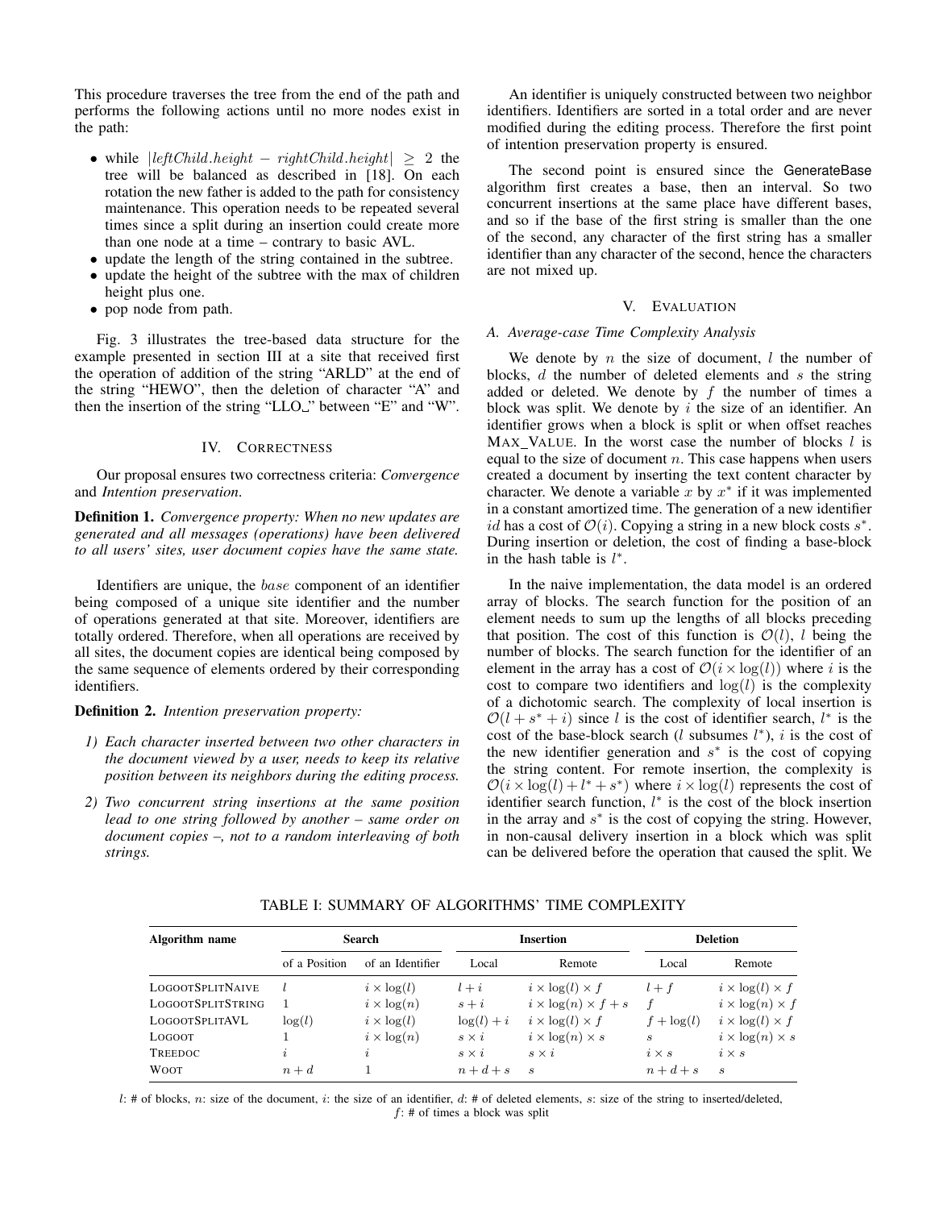This procedure traverses the tree from the end of the path and performs the following actions until no more nodes exist in the path:

- while $|leftChild.height - rightChild.height| \geq 2$ the tree will be balanced as described in [18]. On each rotation the new father is added to the path for consistency maintenance. This operation needs to be repeated several times since a split during an insertion could create more than one node at a time – contrary to basic AVL.
- update the length of the string contained in the subtree.
- update the height of the subtree with the max of children height plus one.
- pop node from path.

Fig. 3 illustrates the tree-based data structure for the example presented in section III at a site that received first the operation of addition of the string "ARLD" at the end of the string "HEWO", then the deletion of character "A" and then the insertion of the string "LLO␣" between "E" and "W".

## IV. Correctness

Our proposal ensures two correctness criteria: *Convergence* and *Intention preservation*.

**Definition 1.** *Convergence property: When no new updates are generated and all messages (operations) have been delivered to all users' sites, user document copies have the same state.*

Identifiers are unique, the $base$ component of an identifier being composed of a unique site identifier and the number of operations generated at that site. Moreover, identifiers are totally ordered. Therefore, when all operations are received by all sites, the document copies are identical being composed by the same sequence of elements ordered by their corresponding identifiers.

**Definition 2.** *Intention preservation property:*

1) *Each character inserted between two other characters in the document viewed by a user, needs to keep its relative position between its neighbors during the editing process.*
2) *Two concurrent string insertions at the same position lead to one string followed by another – same order on document copies –, not to a random interleaving of both strings.*

An identifier is uniquely constructed between two neighbor identifiers. Identifiers are sorted in a total order and are never modified during the editing process. Therefore the first point of intention preservation property is ensured.

The second point is ensured since the GenerateBase algorithm first creates a base, then an interval. So two concurrent insertions at the same place have different bases, and so if the base of the first string is smaller than the one of the second, any character of the first string has a smaller identifier than any character of the second, hence the characters are not mixed up.

## V. Evaluation

### A. Average-case Time Complexity Analysis

We denote by $n$ the size of document, $l$ the number of blocks, $d$ the number of deleted elements and $s$ the string added or deleted. We denote by $f$ the number of times a block was split. We denote by $i$ the size of an identifier. An identifier grows when a block is split or when offset reaches MAX_VALUE. In the worst case the number of blocks $l$ is equal to the size of document $n$. This case happens when users created a document by inserting the text content character by character. We denote a variable $x$ by $x^*$ if it was implemented in a constant amortized time. The generation of a new identifier $id$ has a cost of $\mathcal{O}(i)$. Copying a string in a new block costs $s^*$. During insertion or deletion, the cost of finding a base-block in the hash table is $l^*$.

In the naive implementation, the data model is an ordered array of blocks. The search function for the position of an element needs to sum up the lengths of all blocks preceding that position. The cost of this function is $\mathcal{O}(l)$, $l$ being the number of blocks. The search function for the identifier of an element in the array has a cost of $\mathcal{O}(i \times \log(l))$ where $i$ is the cost to compare two identifiers and $\log(l)$ is the complexity of a dichotomic search. The complexity of local insertion is $\mathcal{O}(l + s^* + i)$ since $l$ is the cost of identifier search, $l^*$ is the cost of the base-block search ($l$ subsumes $l^*$), $i$ is the cost of the new identifier generation and $s^*$ is the cost of copying the string content. For remote insertion, the complexity is $\mathcal{O}(i \times \log(l) + l^* + s^*)$ where $i \times \log(l)$ represents the cost of identifier search function, $l^*$ is the cost of the block insertion in the array and $s^*$ is the cost of copying the string. However, in non-causal delivery insertion in a block which was split can be delivered before the operation that caused the split. We

TABLE I: SUMMARY OF ALGORITHMS' TIME COMPLEXITY

| Algorithm name | Search | | Insertion | | Deletion | |
|---|---|---|---|---|---|---|
| | of a Position | of an Identifier | Local | Remote | Local | Remote |
| LogootSplitNaive | $l$ | $i \times \log(l)$ | $l + i$ | $i \times \log(l) \times f$ | $l + f$ | $i \times \log(l) \times f$ |
| LogootSplitString | $1$ | $i \times \log(n)$ | $s + i$ | $i \times \log(n) \times f + s$ | $f$ | $i \times \log(n) \times f$ |
| LogootSplitAVL | $\log(l)$ | $i \times \log(l)$ | $\log(l) + i$ | $i \times \log(l) \times f$ | $f + \log(l)$ | $i \times \log(l) \times f$ |
| Logoot | $1$ | $i \times \log(n)$ | $s \times i$ | $i \times \log(n) \times s$ | $s$ | $i \times \log(n) \times s$ |
| Treedoc | $i$ | $i$ | $s \times i$ | $s \times i$ | $i \times s$ | $i \times s$ |
| Woot | $n + d$ | $1$ | $n + d + s$ | $s$ | $n + d + s$ | $s$ |

$l$: # of blocks, $n$: size of the document, $i$: the size of an identifier, $d$: # of deleted elements, $s$: size of the string to inserted/deleted, $f$: # of times a block was split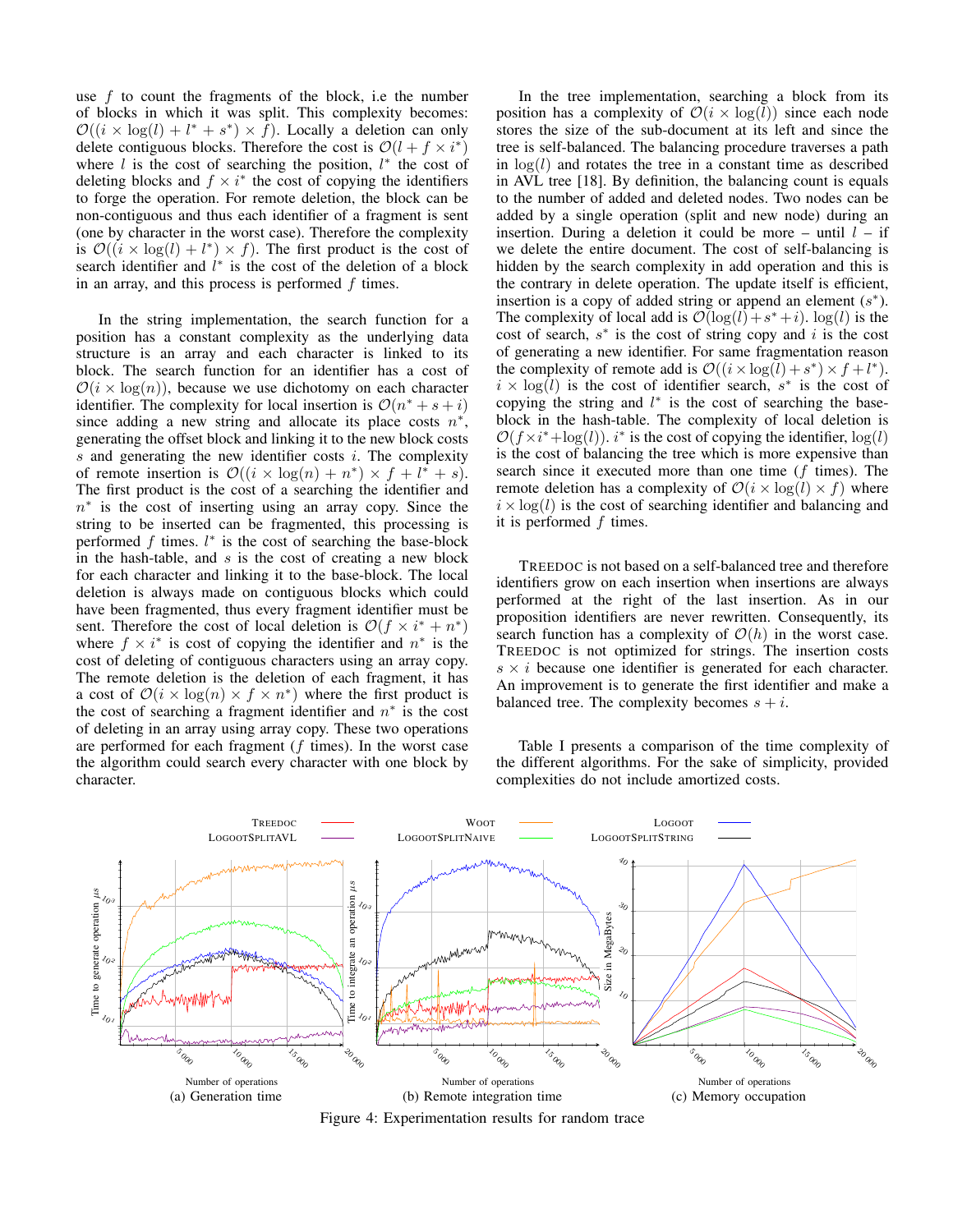use $f$ to count the fragments of the block, i.e the number of blocks in which it was split. This complexity becomes: $\mathcal{O}((i \times \log(l) + l^* + s^*) \times f)$. Locally a deletion can only delete contiguous blocks. Therefore the cost is $\mathcal{O}(l + f \times i^*)$ where $l$ is the cost of searching the position, $l^*$ the cost of deleting blocks and $f \times i^*$ the cost of copying the identifiers to forge the operation. For remote deletion, the block can be non-contiguous and thus each identifier of a fragment is sent (one by character in the worst case). Therefore the complexity is $\mathcal{O}((i \times \log(l) + l^*) \times f)$. The first product is the cost of search identifier and $l^*$ is the cost of the deletion of a block in an array, and this process is performed $f$ times.

In the string implementation, the search function for a position has a constant complexity as the underlying data structure is an array and each character is linked to its block. The search function for an identifier has a cost of $\mathcal{O}(i \times \log(n))$, because we use dichotomy on each character identifier. The complexity for local insertion is $\mathcal{O}(n^* + s + i)$ since adding a new string and allocate its place costs $n^*$, generating the offset block and linking it to the new block costs $s$ and generating the new identifier costs $i$. The complexity of remote insertion is $\mathcal{O}((i \times \log(n) + n^*) \times f + l^* + s)$. The first product is the cost of a searching the identifier and $n^*$ is the cost of inserting using an array copy. Since the string to be inserted can be fragmented, this processing is performed $f$ times. $l^*$ is the cost of searching the base-block in the hash-table, and $s$ is the cost of creating a new block for each character and linking it to the base-block. The local deletion is always made on contiguous blocks which could have been fragmented, thus every fragment identifier must be sent. Therefore the cost of local deletion is $\mathcal{O}(f \times i^* + n^*)$ where $f \times i^*$ is cost of copying the identifier and $n^*$ is the cost of deleting of contiguous characters using an array copy. The remote deletion is the deletion of each fragment, it has a cost of $\mathcal{O}(i \times \log(n) \times f \times n^*)$ where the first product is the cost of searching a fragment identifier and $n^*$ is the cost of deleting in an array using array copy. These two operations are performed for each fragment ($f$ times). In the worst case the algorithm could search every character with one block by character.

In the tree implementation, searching a block from its position has a complexity of $\mathcal{O}(i \times \log(l))$ since each node stores the size of the sub-document at its left and since the tree is self-balanced. The balancing procedure traverses a path in $\log(l)$ and rotates the tree in a constant time as described in AVL tree [18]. By definition, the balancing count is equals to the number of added and deleted nodes. Two nodes can be added by a single operation (split and new node) during an insertion. During a deletion it could be more – until $l$ – if we delete the entire document. The cost of self-balancing is hidden by the search complexity in add operation and this is the contrary in delete operation. The update itself is efficient, insertion is a copy of added string or append an element ($s^*$). The complexity of local add is $\mathcal{O}(\log(l)+s^*+i)$. $\log(l)$ is the cost of search, $s^*$ is the cost of string copy and $i$ is the cost of generating a new identifier. For same fragmentation reason the complexity of remote add is $\mathcal{O}((i \times \log(l) + s^*) \times f + l^*)$. $i \times \log(l)$ is the cost of identifier search, $s^*$ is the cost of copying the string and $l^*$ is the cost of searching the base-block in the hash-table. The complexity of local deletion is $\mathcal{O}(f \times i^* + \log(l))$. $i^*$ is the cost of copying the identifier, $\log(l)$ is the cost of balancing the tree which is more expensive than search since it executed more than one time ($f$ times). The remote deletion has a complexity of $\mathcal{O}(i \times \log(l) \times f)$ where $i \times \log(l)$ is the cost of searching identifier and balancing and it is performed $f$ times.

TREEDOC is not based on a self-balanced tree and therefore identifiers grow on each insertion when insertions are always performed at the right of the last insertion. As in our proposition identifiers are never rewritten. Consequently, its search function has a complexity of $\mathcal{O}(h)$ in the worst case. TREEDOC is not optimized for strings. The insertion costs $s \times i$ because one identifier is generated for each character. An improvement is to generate the first identifier and make a balanced tree. The complexity becomes $s + i$.

Table I presents a comparison of the time complexity of the different algorithms. For the sake of simplicity, provided complexities do not include amortized costs.

(a) Generation time (b) Remote integration time (c) Memory occupation

Figure 4: Experimentation results for random trace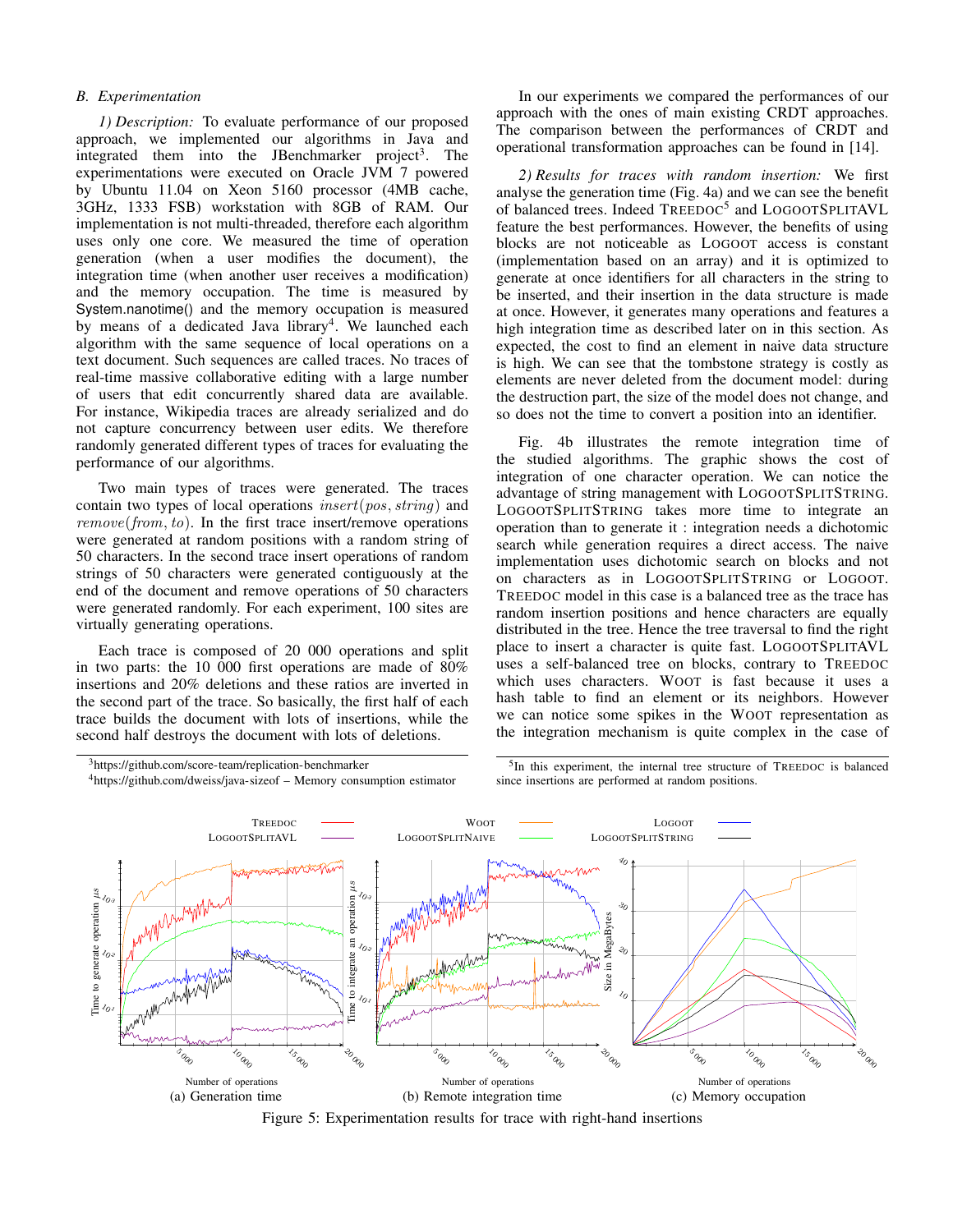### B. Experimentation

*1) Description:* To evaluate performance of our proposed approach, we implemented our algorithms in Java and integrated them into the JBenchmarker project[3]. The experimentations were executed on Oracle JVM 7 powered by Ubuntu 11.04 on Xeon 5160 processor (4MB cache, 3GHz, 1333 FSB) workstation with 8GB of RAM. Our implementation is not multi-threaded, therefore each algorithm uses only one core. We measured the time of operation generation (when a user modifies the document), the integration time (when another user receives a modification) and the memory occupation. The time is measured by System.nanotime() and the memory occupation is measured by means of a dedicated Java library[4]. We launched each algorithm with the same sequence of local operations on a text document. Such sequences are called traces. No traces of real-time massive collaborative editing with a large number of users that edit concurrently shared data are available. For instance, Wikipedia traces are already serialized and do not capture concurrency between user edits. We therefore randomly generated different types of traces for evaluating the performance of our algorithms.

Two main types of traces were generated. The traces contain two types of local operations $insert(pos, string)$ and $remove(from, to)$. In the first trace insert/remove operations were generated at random positions with a random string of 50 characters. In the second trace insert operations of random strings of 50 characters were generated contiguously at the end of the document and remove operations of 50 characters were generated randomly. For each experiment, 100 sites are virtually generating operations.

Each trace is composed of 20 000 operations and split in two parts: the 10 000 first operations are made of 80% insertions and 20% deletions and these ratios are inverted in the second part of the trace. So basically, the first half of each trace builds the document with lots of insertions, while the second half destroys the document with lots of deletions.

In our experiments we compared the performances of our approach with the ones of main existing CRDT approaches. The comparison between the performances of CRDT and operational transformation approaches can be found in [14].

*2) Results for traces with random insertion:* We first analyse the generation time (Fig. 4a) and we can see the benefit of balanced trees. Indeed TREEDOC[5] and LOGOOTSPLITAVL feature the best performances. However, the benefits of using blocks are not noticeable as LOGOOT access is constant (implementation based on an array) and it is optimized to generate at once identifiers for all characters in the string to be inserted, and their insertion in the data structure is made at once. However, it generates many operations and features a high integration time as described later on in this section. As expected, the cost to find an element in naive data structure is high. We can see that the tombstone strategy is costly as elements are never deleted from the document model: during the destruction part, the size of the model does not change, and so does not the time to convert a position into an identifier.

Fig. 4b illustrates the remote integration time of the studied algorithms. The graphic shows the cost of integration of one character operation. We can notice the advantage of string management with LOGOOTSPLITSTRING. LOGOOTSPLITSTRING takes more time to integrate an operation than to generate it : integration needs a dichotomic search while generation requires a direct access. The naive implementation uses dichotomic search on blocks and not on characters as in LOGOOTSPLITSTRING or LOGOOT. TREEDOC model in this case is a balanced tree as the trace has random insertion positions and hence characters are equally distributed in the tree. Hence the tree traversal to find the right place to insert a character is quite fast. LOGOOTSPLITAVL uses a self-balanced tree on blocks, contrary to TREEDOC which uses characters. WOOT is fast because it uses a hash table to find an element or its neighbors. However we can notice some spikes in the WOOT representation as the integration mechanism is quite complex in the case of

[3]https://github.com/score-team/replication-benchmarker

[4]https://github.com/dweiss/java-sizeof – Memory consumption estimator

[5]In this experiment, the internal tree structure of TREEDOC is balanced since insertions are performed at random positions.

(a) Generation time (b) Remote integration time (c) Memory occupation

Figure 5: Experimentation results for trace with right-hand insertions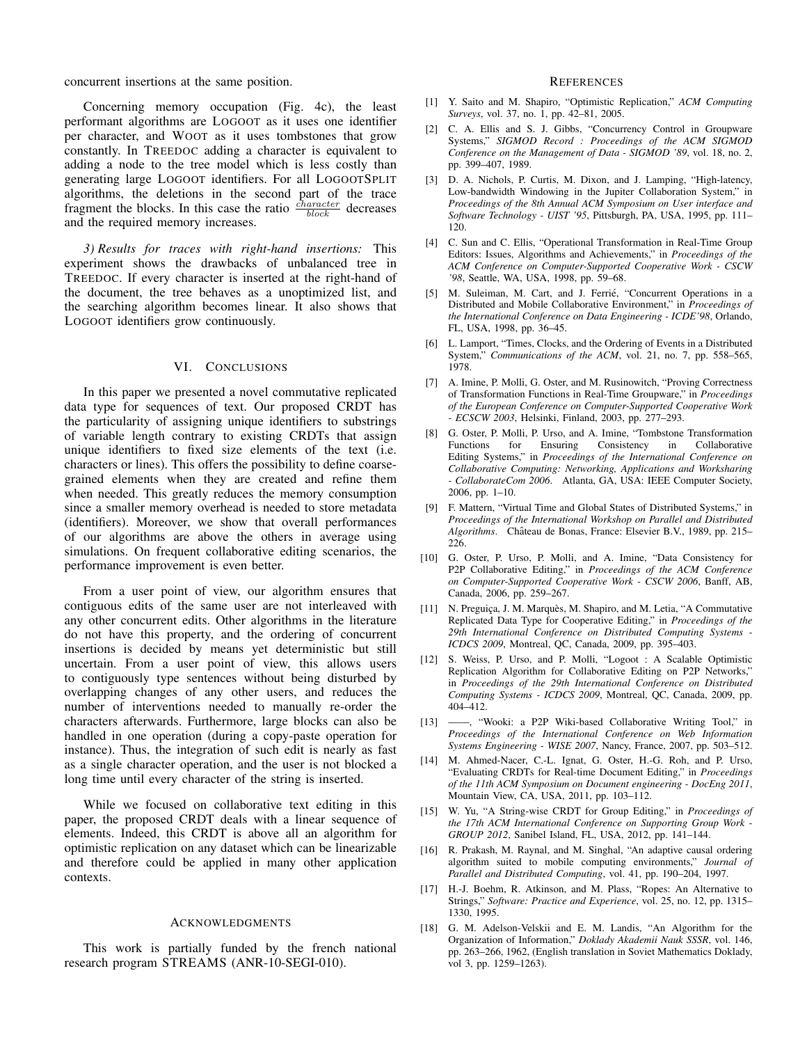concurrent insertions at the same position.

Concerning memory occupation (Fig. 4c), the least performant algorithms are LOGOOT as it uses one identifier per character, and WOOT as it uses tombstones that grow constantly. In TREEDOC adding a character is equivalent to adding a node to the tree model which is less costly than generating large LOGOOT identifiers. For all LOGOOTSPLIT algorithms, the deletions in the second part of the trace fragment the blocks. In this case the ratio $\frac{character}{block}$ decreases and the required memory increases.

*3) Results for traces with right-hand insertions:* This experiment shows the drawbacks of unbalanced tree in TREEDOC. If every character is inserted at the right-hand of the document, the tree behaves as a unoptimized list, and the searching algorithm becomes linear. It also shows that LOGOOT identifiers grow continuously.

## VI. CONCLUSIONS

In this paper we presented a novel commutative replicated data type for sequences of text. Our proposed CRDT has the particularity of assigning unique identifiers to substrings of variable length contrary to existing CRDTs that assign unique identifiers to fixed size elements of the text (i.e. characters or lines). This offers the possibility to define coarse-grained elements when they are created and refine them when needed. This greatly reduces the memory consumption since a smaller memory overhead is needed to store metadata (identifiers). Moreover, we show that overall performances of our algorithms are above the others in average using simulations. On frequent collaborative editing scenarios, the performance improvement is even better.

From a user point of view, our algorithm ensures that contiguous edits of the same user are not interleaved with any other concurrent edits. Other algorithms in the literature do not have this property, and the ordering of concurrent insertions is decided by means yet deterministic but still uncertain. From a user point of view, this allows users to contiguously type sentences without being disturbed by overlapping changes of any other users, and reduces the number of interventions needed to manually re-order the characters afterwards. Furthermore, large blocks can also be handled in one operation (during a copy-paste operation for instance). Thus, the integration of such edit is nearly as fast as a single character operation, and the user is not blocked a long time until every character of the string is inserted.

While we focused on collaborative text editing in this paper, the proposed CRDT deals with a linear sequence of elements. Indeed, this CRDT is above all an algorithm for optimistic replication on any dataset which can be linearizable and therefore could be applied in many other application contexts.

## ACKNOWLEDGMENTS

This work is partially funded by the french national research program STREAMS (ANR-10-SEGI-010).

## REFERENCES

[1] Y. Saito and M. Shapiro, "Optimistic Replication," *ACM Computing Surveys*, vol. 37, no. 1, pp. 42–81, 2005.

[2] C. A. Ellis and S. J. Gibbs, "Concurrency Control in Groupware Systems," *SIGMOD Record : Proceedings of the ACM SIGMOD Conference on the Management of Data - SIGMOD '89*, vol. 18, no. 2, pp. 399–407, 1989.

[3] D. A. Nichols, P. Curtis, M. Dixon, and J. Lamping, "High-latency, Low-bandwidth Windowing in the Jupiter Collaboration System," in *Proceedings of the 8th Annual ACM Symposium on User interface and Software Technology - UIST '95*, Pittsburgh, PA, USA, 1995, pp. 111–120.

[4] C. Sun and C. Ellis, "Operational Transformation in Real-Time Group Editors: Issues, Algorithms and Achievements," in *Proceedings of the ACM Conference on Computer-Supported Cooperative Work - CSCW '98*, Seattle, WA, USA, 1998, pp. 59–68.

[5] M. Suleiman, M. Cart, and J. Ferrié, "Concurrent Operations in a Distributed and Mobile Collaborative Environment," in *Proceedings of the International Conference on Data Engineering - ICDE'98*, Orlando, FL, USA, 1998, pp. 36–45.

[6] L. Lamport, "Times, Clocks, and the Ordering of Events in a Distributed System," *Communications of the ACM*, vol. 21, no. 7, pp. 558–565, 1978.

[7] A. Imine, P. Molli, G. Oster, and M. Rusinowitch, "Proving Correctness of Transformation Functions in Real-Time Groupware," in *Proceedings of the European Conference on Computer-Supported Cooperative Work - ECSCW 2003*, Helsinki, Finland, 2003, pp. 277–293.

[8] G. Oster, P. Molli, P. Urso, and A. Imine, "Tombstone Transformation Functions for Ensuring Consistency in Collaborative Editing Systems," in *Proceedings of the International Conference on Collaborative Computing: Networking, Applications and Worksharing - CollaborateCom 2006*. Atlanta, GA, USA: IEEE Computer Society, 2006, pp. 1–10.

[9] F. Mattern, "Virtual Time and Global States of Distributed Systems," in *Proceedings of the International Workshop on Parallel and Distributed Algorithms*. Château de Bonas, France: Elsevier B.V., 1989, pp. 215–226.

[10] G. Oster, P. Urso, P. Molli, and A. Imine, "Data Consistency for P2P Collaborative Editing," in *Proceedings of the ACM Conference on Computer-Supported Cooperative Work - CSCW 2006*, Banff, AB, Canada, 2006, pp. 259–267.

[11] N. Preguiça, J. M. Marquès, M. Shapiro, and M. Letia, "A Commutative Replicated Data Type for Cooperative Editing," in *Proceedings of the 29th International Conference on Distributed Computing Systems - ICDCS 2009*, Montreal, QC, Canada, 2009, pp. 395–403.

[12] S. Weiss, P. Urso, and P. Molli, "Logoot : A Scalable Optimistic Replication Algorithm for Collaborative Editing on P2P Networks," in *Proceedings of the 29th International Conference on Distributed Computing Systems - ICDCS 2009*, Montreal, QC, Canada, 2009, pp. 404–412.

[13] ——, "Wooki: a P2P Wiki-based Collaborative Writing Tool," in *Proceedings of the International Conference on Web Information Systems Engineering - WISE 2007*, Nancy, France, 2007, pp. 503–512.

[14] M. Ahmed-Nacer, C.-L. Ignat, G. Oster, H.-G. Roh, and P. Urso, "Evaluating CRDTs for Real-time Document Editing," in *Proceedings of the 11th ACM Symposium on Document engineering - DocEng 2011*, Mountain View, CA, USA, 2011, pp. 103–112.

[15] W. Yu, "A String-wise CRDT for Group Editing," in *Proceedings of the 17th ACM International Conference on Supporting Group Work - GROUP 2012*, Sanibel Island, FL, USA, 2012, pp. 141–144.

[16] R. Prakash, M. Raynal, and M. Singhal, "An adaptive causal ordering algorithm suited to mobile computing environments," *Journal of Parallel and Distributed Computing*, vol. 41, pp. 190–204, 1997.

[17] H.-J. Boehm, R. Atkinson, and M. Plass, "Ropes: An Alternative to Strings," *Software: Practice and Experience*, vol. 25, no. 12, pp. 1315–1330, 1995.

[18] G. M. Adelson-Velskii and E. M. Landis, "An Algorithm for the Organization of Information," *Doklady Akademii Nauk SSSR*, vol. 146, pp. 263–266, 1962, (English translation in Soviet Mathematics Doklady, vol 3, pp. 1259–1263).